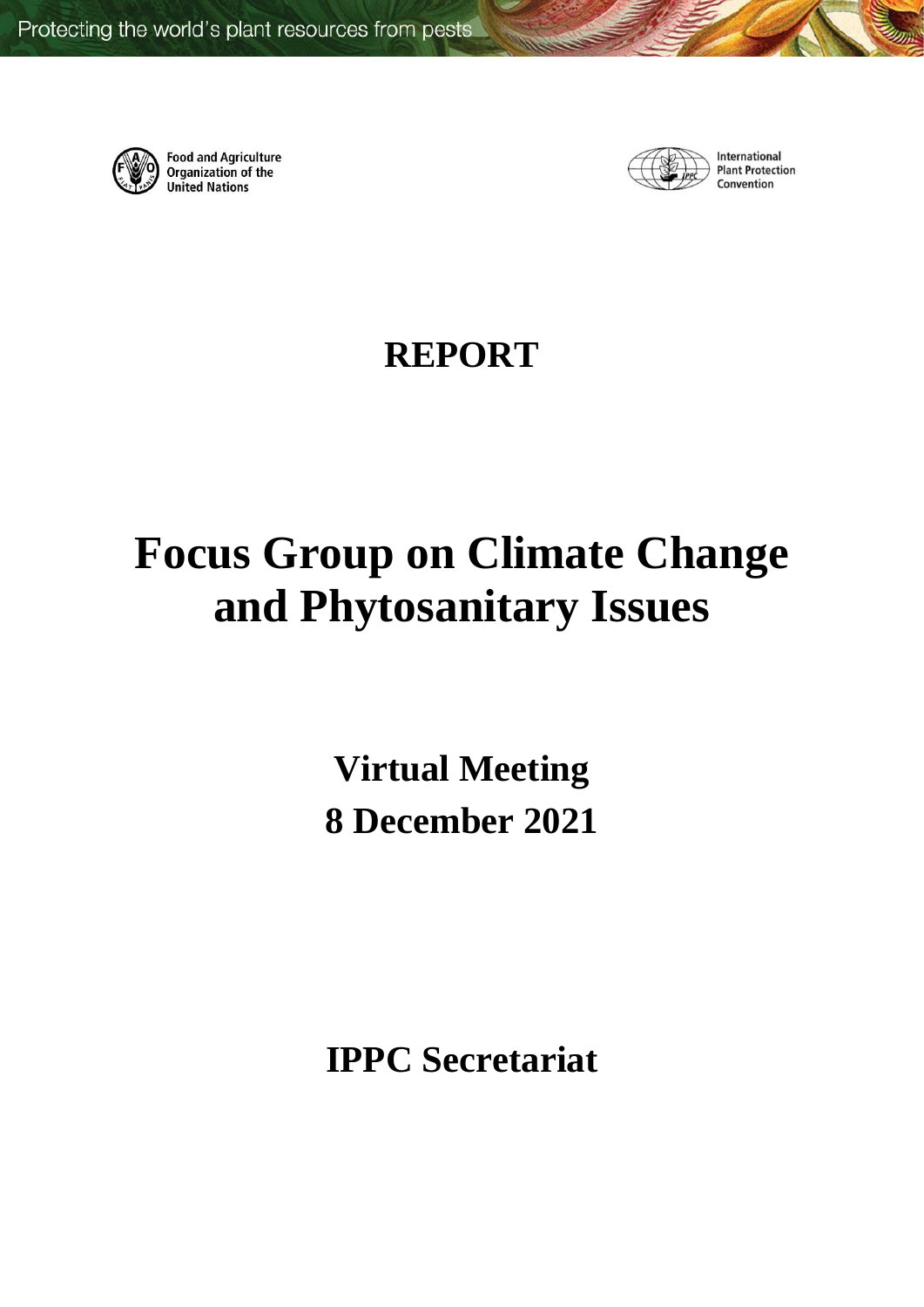Protecting the world's plant resources from pests

Food and Agriculture Organization of the United Nations

International Plant Protection Convention

# REPORT

# Focus Group on Climate Change and Phytosanitary Issues

## Virtual Meeting
## 8 December 2021

## IPPC Secretariat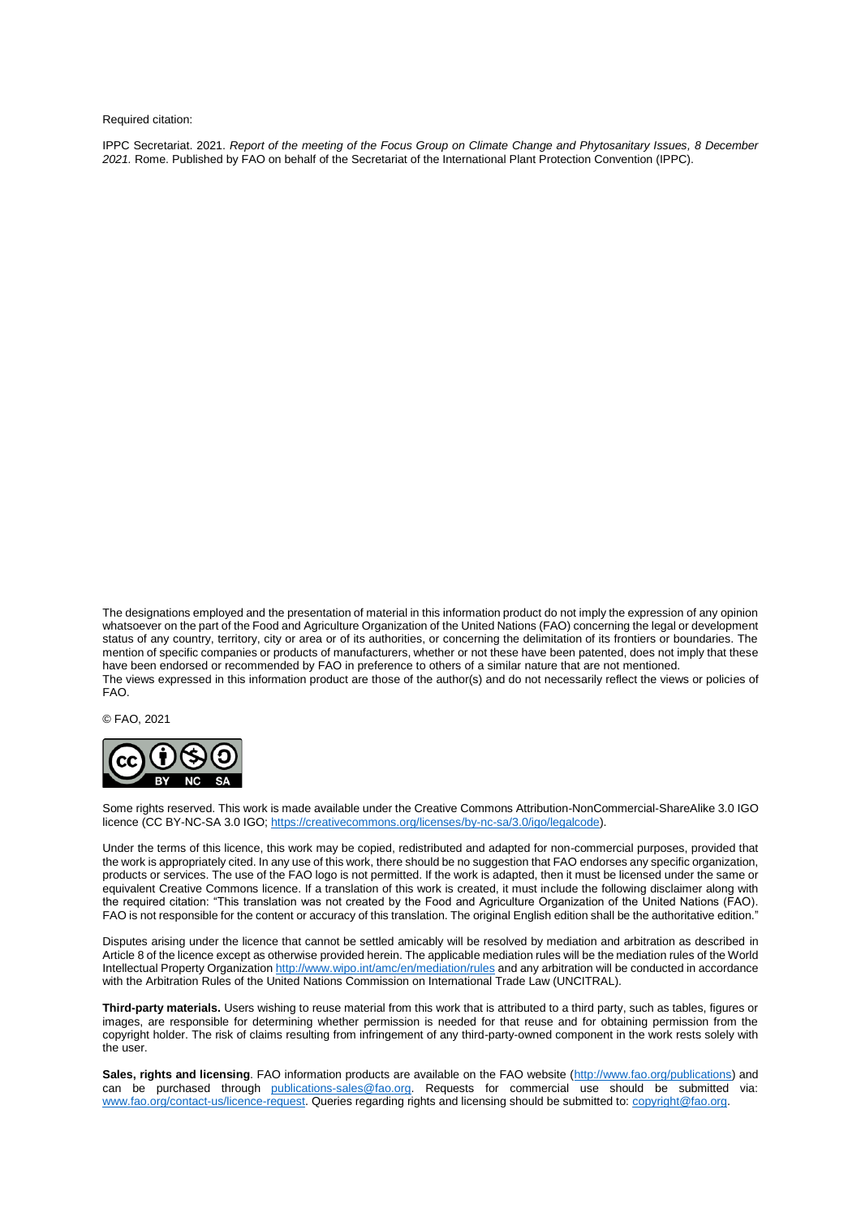Required citation:

IPPC Secretariat. 2021. *Report of the meeting of the Focus Group on Climate Change and Phytosanitary Issues, 8 December 2021.* Rome. Published by FAO on behalf of the Secretariat of the International Plant Protection Convention (IPPC).

The designations employed and the presentation of material in this information product do not imply the expression of any opinion whatsoever on the part of the Food and Agriculture Organization of the United Nations (FAO) concerning the legal or development status of any country, territory, city or area or of its authorities, or concerning the delimitation of its frontiers or boundaries. The mention of specific companies or products of manufacturers, whether or not these have been patented, does not imply that these have been endorsed or recommended by FAO in preference to others of a similar nature that are not mentioned.
The views expressed in this information product are those of the author(s) and do not necessarily reflect the views or policies of FAO.

© FAO, 2021

Some rights reserved. This work is made available under the Creative Commons Attribution-NonCommercial-ShareAlike 3.0 IGO licence (CC BY-NC-SA 3.0 IGO; https://creativecommons.org/licenses/by-nc-sa/3.0/igo/legalcode).

Under the terms of this licence, this work may be copied, redistributed and adapted for non-commercial purposes, provided that the work is appropriately cited. In any use of this work, there should be no suggestion that FAO endorses any specific organization, products or services. The use of the FAO logo is not permitted. If the work is adapted, then it must be licensed under the same or equivalent Creative Commons licence. If a translation of this work is created, it must include the following disclaimer along with the required citation: "This translation was not created by the Food and Agriculture Organization of the United Nations (FAO). FAO is not responsible for the content or accuracy of this translation. The original English edition shall be the authoritative edition."

Disputes arising under the licence that cannot be settled amicably will be resolved by mediation and arbitration as described in Article 8 of the licence except as otherwise provided herein. The applicable mediation rules will be the mediation rules of the World Intellectual Property Organization http://www.wipo.int/amc/en/mediation/rules and any arbitration will be conducted in accordance with the Arbitration Rules of the United Nations Commission on International Trade Law (UNCITRAL).

**Third-party materials.** Users wishing to reuse material from this work that is attributed to a third party, such as tables, figures or images, are responsible for determining whether permission is needed for that reuse and for obtaining permission from the copyright holder. The risk of claims resulting from infringement of any third-party-owned component in the work rests solely with the user.

**Sales, rights and licensing**. FAO information products are available on the FAO website (http://www.fao.org/publications) and can be purchased through publications-sales@fao.org. Requests for commercial use should be submitted via: www.fao.org/contact-us/licence-request. Queries regarding rights and licensing should be submitted to: copyright@fao.org.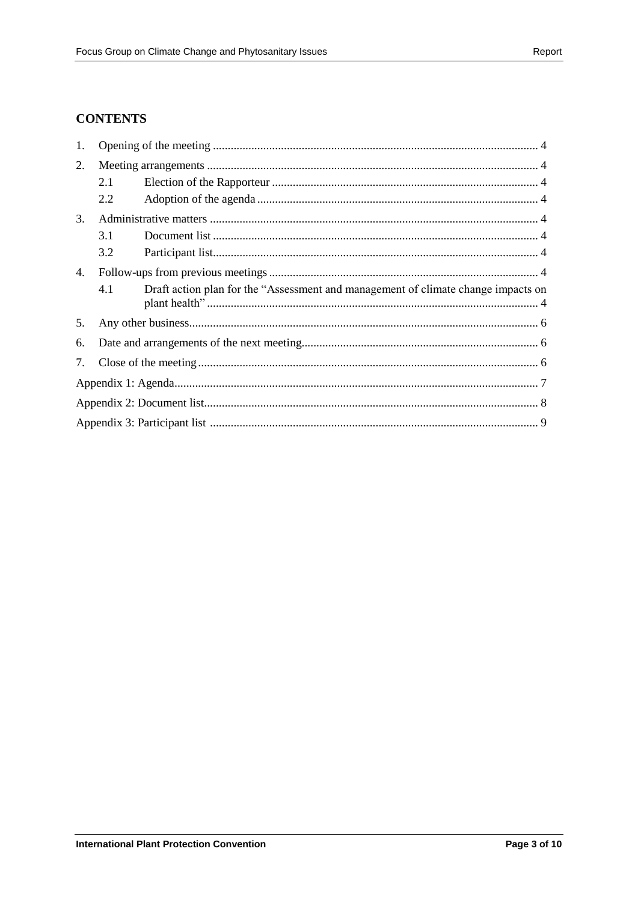## CONTENTS

1. Opening of the meeting ............................................................................................................ 4
2. Meeting arrangements ............................................................................................................... 4
   - 2.1 Election of the Rapporteur ........................................................................................ 4
   - 2.2 Adoption of the agenda ............................................................................................. 4
3. Administrative matters ............................................................................................................. 4
   - 3.1 Document list ............................................................................................................ 4
   - 3.2 Participant list............................................................................................................ 4
4. Follow-ups from previous meetings .......................................................................................... 4
   - 4.1 Draft action plan for the "Assessment and management of climate change impacts on plant health" .............................................................................................................. 4
5. Any other business..................................................................................................................... 6
6. Date and arrangements of the next meeting............................................................................... 6
7. Close of the meeting ................................................................................................................. 6

Appendix 1: Agenda........................................................................................................................ 7

Appendix 2: Document list............................................................................................................... 8

Appendix 3: Participant list ............................................................................................................. 9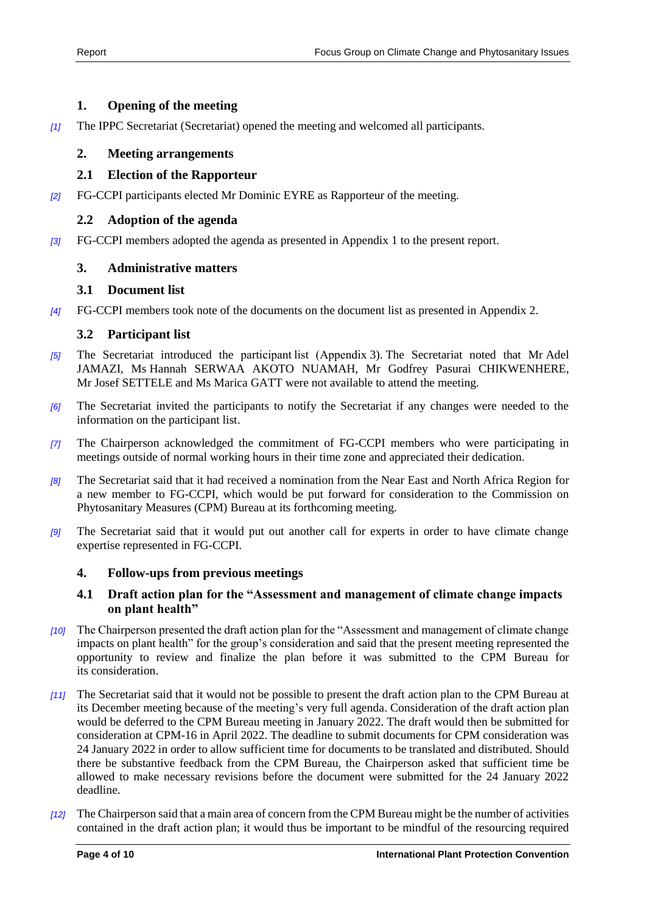## 1. Opening of the meeting

[1] The IPPC Secretariat (Secretariat) opened the meeting and welcomed all participants.

## 2. Meeting arrangements

### 2.1 Election of the Rapporteur

[2] FG-CCPI participants elected Mr Dominic EYRE as Rapporteur of the meeting.

### 2.2 Adoption of the agenda

[3] FG-CCPI members adopted the agenda as presented in Appendix 1 to the present report.

## 3. Administrative matters

### 3.1 Document list

[4] FG-CCPI members took note of the documents on the document list as presented in Appendix 2.

### 3.2 Participant list

[5] The Secretariat introduced the participant list (Appendix 3). The Secretariat noted that Mr Adel JAMAZI, Ms Hannah SERWAA AKOTO NUAMAH, Mr Godfrey Pasurai CHIKWENHERE, Mr Josef SETTELE and Ms Marica GATT were not available to attend the meeting.

[6] The Secretariat invited the participants to notify the Secretariat if any changes were needed to the information on the participant list.

[7] The Chairperson acknowledged the commitment of FG-CCPI members who were participating in meetings outside of normal working hours in their time zone and appreciated their dedication.

[8] The Secretariat said that it had received a nomination from the Near East and North Africa Region for a new member to FG-CCPI, which would be put forward for consideration to the Commission on Phytosanitary Measures (CPM) Bureau at its forthcoming meeting.

[9] The Secretariat said that it would put out another call for experts in order to have climate change expertise represented in FG-CCPI.

## 4. Follow-ups from previous meetings

### 4.1 Draft action plan for the "Assessment and management of climate change impacts on plant health"

[10] The Chairperson presented the draft action plan for the "Assessment and management of climate change impacts on plant health" for the group's consideration and said that the present meeting represented the opportunity to review and finalize the plan before it was submitted to the CPM Bureau for its consideration.

[11] The Secretariat said that it would not be possible to present the draft action plan to the CPM Bureau at its December meeting because of the meeting's very full agenda. Consideration of the draft action plan would be deferred to the CPM Bureau meeting in January 2022. The draft would then be submitted for consideration at CPM-16 in April 2022. The deadline to submit documents for CPM consideration was 24 January 2022 in order to allow sufficient time for documents to be translated and distributed. Should there be substantive feedback from the CPM Bureau, the Chairperson asked that sufficient time be allowed to make necessary revisions before the document were submitted for the 24 January 2022 deadline.

[12] The Chairperson said that a main area of concern from the CPM Bureau might be the number of activities contained in the draft action plan; it would thus be important to be mindful of the resourcing required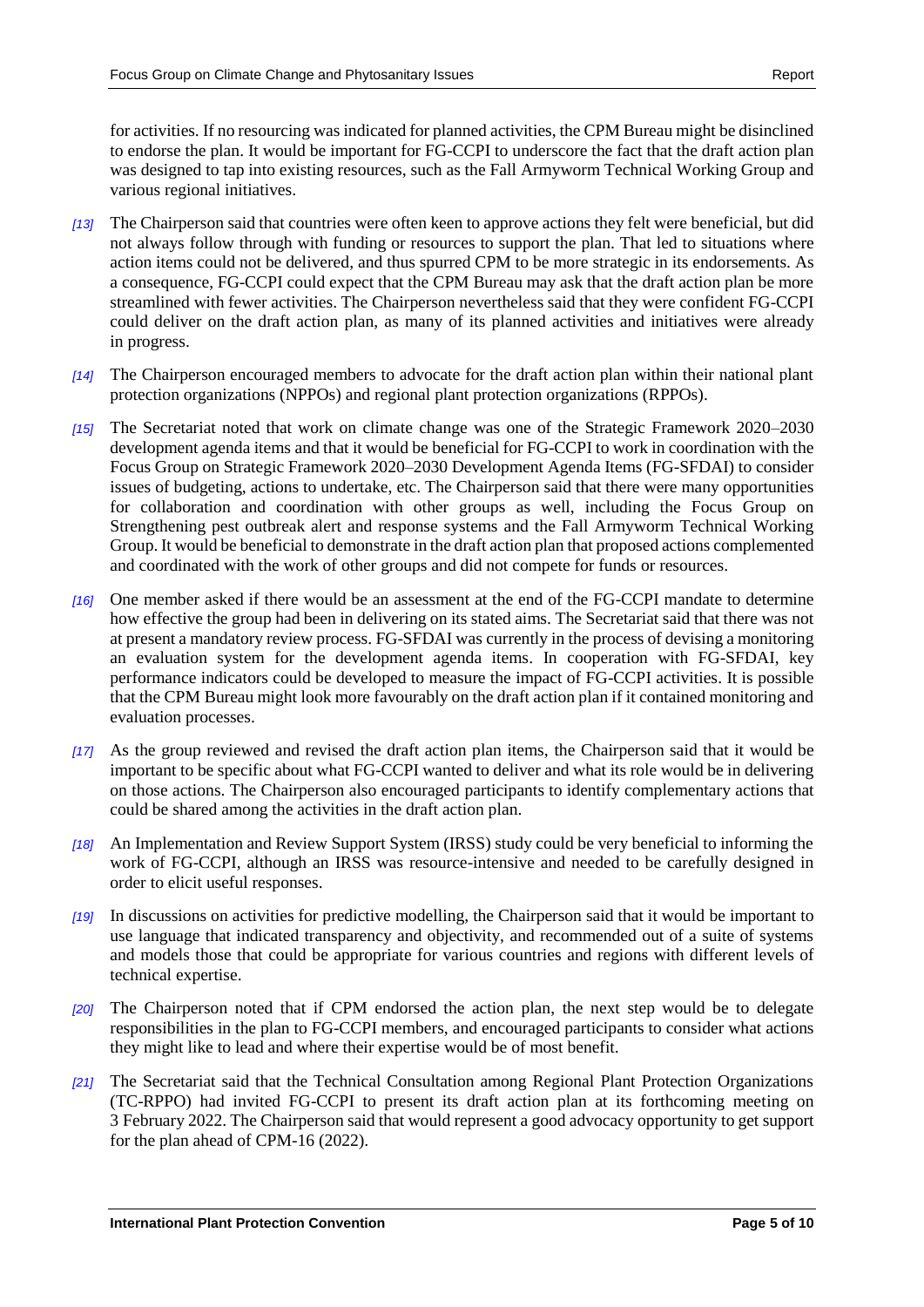for activities. If no resourcing was indicated for planned activities, the CPM Bureau might be disinclined to endorse the plan. It would be important for FG-CCPI to underscore the fact that the draft action plan was designed to tap into existing resources, such as the Fall Armyworm Technical Working Group and various regional initiatives.

*[13]* The Chairperson said that countries were often keen to approve actions they felt were beneficial, but did not always follow through with funding or resources to support the plan. That led to situations where action items could not be delivered, and thus spurred CPM to be more strategic in its endorsements. As a consequence, FG-CCPI could expect that the CPM Bureau may ask that the draft action plan be more streamlined with fewer activities. The Chairperson nevertheless said that they were confident FG-CCPI could deliver on the draft action plan, as many of its planned activities and initiatives were already in progress.

*[14]* The Chairperson encouraged members to advocate for the draft action plan within their national plant protection organizations (NPPOs) and regional plant protection organizations (RPPOs).

*[15]* The Secretariat noted that work on climate change was one of the Strategic Framework 2020–2030 development agenda items and that it would be beneficial for FG-CCPI to work in coordination with the Focus Group on Strategic Framework 2020–2030 Development Agenda Items (FG-SFDAI) to consider issues of budgeting, actions to undertake, etc. The Chairperson said that there were many opportunities for collaboration and coordination with other groups as well, including the Focus Group on Strengthening pest outbreak alert and response systems and the Fall Armyworm Technical Working Group. It would be beneficial to demonstrate in the draft action plan that proposed actions complemented and coordinated with the work of other groups and did not compete for funds or resources.

*[16]* One member asked if there would be an assessment at the end of the FG-CCPI mandate to determine how effective the group had been in delivering on its stated aims. The Secretariat said that there was not at present a mandatory review process. FG-SFDAI was currently in the process of devising a monitoring an evaluation system for the development agenda items. In cooperation with FG-SFDAI, key performance indicators could be developed to measure the impact of FG-CCPI activities. It is possible that the CPM Bureau might look more favourably on the draft action plan if it contained monitoring and evaluation processes.

*[17]* As the group reviewed and revised the draft action plan items, the Chairperson said that it would be important to be specific about what FG-CCPI wanted to deliver and what its role would be in delivering on those actions. The Chairperson also encouraged participants to identify complementary actions that could be shared among the activities in the draft action plan.

*[18]* An Implementation and Review Support System (IRSS) study could be very beneficial to informing the work of FG-CCPI, although an IRSS was resource-intensive and needed to be carefully designed in order to elicit useful responses.

*[19]* In discussions on activities for predictive modelling, the Chairperson said that it would be important to use language that indicated transparency and objectivity, and recommended out of a suite of systems and models those that could be appropriate for various countries and regions with different levels of technical expertise.

*[20]* The Chairperson noted that if CPM endorsed the action plan, the next step would be to delegate responsibilities in the plan to FG-CCPI members, and encouraged participants to consider what actions they might like to lead and where their expertise would be of most benefit.

*[21]* The Secretariat said that the Technical Consultation among Regional Plant Protection Organizations (TC-RPPO) had invited FG-CCPI to present its draft action plan at its forthcoming meeting on 3 February 2022. The Chairperson said that would represent a good advocacy opportunity to get support for the plan ahead of CPM-16 (2022).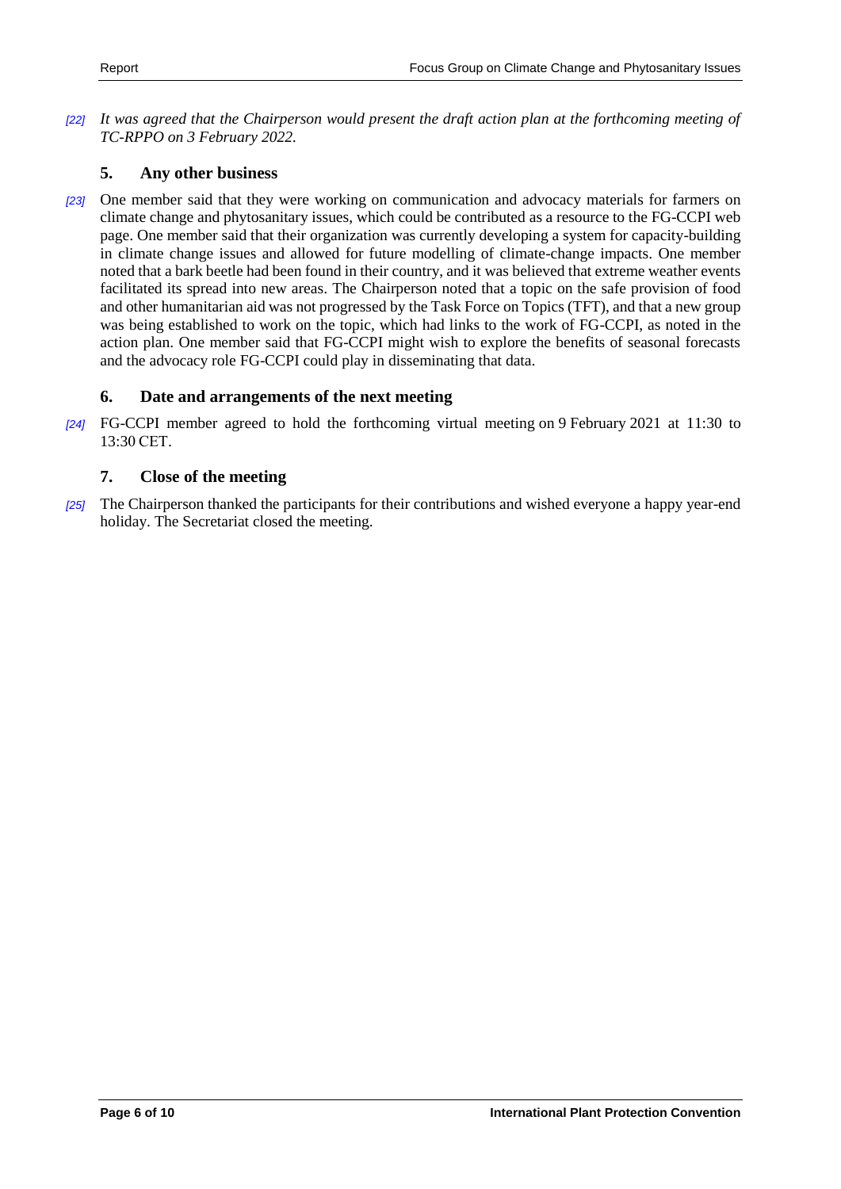*[22]* *It was agreed that the Chairperson would present the draft action plan at the forthcoming meeting of TC-RPPO on 3 February 2022.*

## 5. Any other business

*[23]* One member said that they were working on communication and advocacy materials for farmers on climate change and phytosanitary issues, which could be contributed as a resource to the FG-CCPI web page. One member said that their organization was currently developing a system for capacity-building in climate change issues and allowed for future modelling of climate-change impacts. One member noted that a bark beetle had been found in their country, and it was believed that extreme weather events facilitated its spread into new areas. The Chairperson noted that a topic on the safe provision of food and other humanitarian aid was not progressed by the Task Force on Topics (TFT), and that a new group was being established to work on the topic, which had links to the work of FG-CCPI, as noted in the action plan. One member said that FG-CCPI might wish to explore the benefits of seasonal forecasts and the advocacy role FG-CCPI could play in disseminating that data.

## 6. Date and arrangements of the next meeting

*[24]* FG-CCPI member agreed to hold the forthcoming virtual meeting on 9 February 2021 at 11:30 to 13:30 CET.

## 7. Close of the meeting

*[25]* The Chairperson thanked the participants for their contributions and wished everyone a happy year-end holiday. The Secretariat closed the meeting.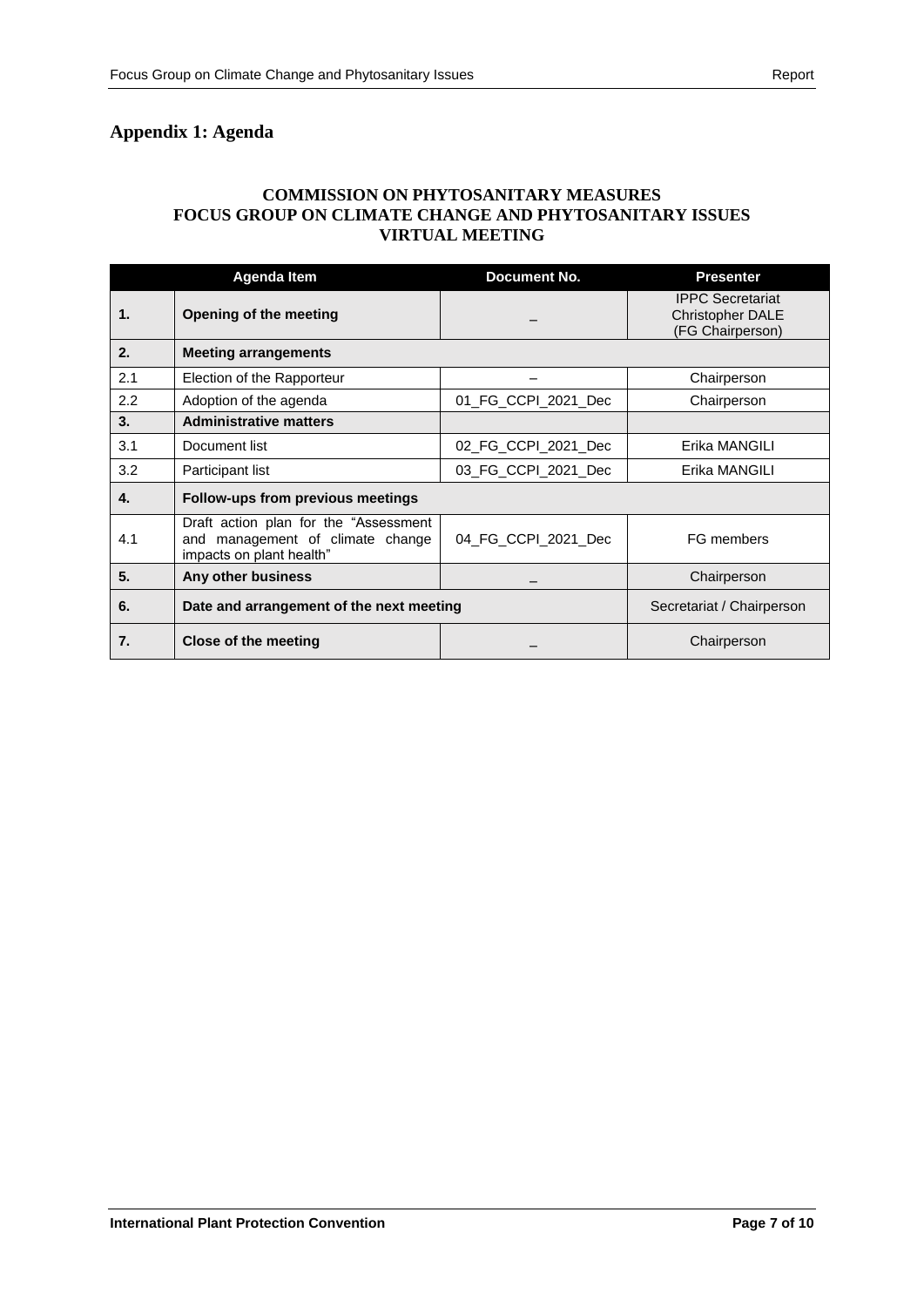## Appendix 1: Agenda

**COMMISSION ON PHYTOSANITARY MEASURES**
**FOCUS GROUP ON CLIMATE CHANGE AND PHYTOSANITARY ISSUES**
**VIRTUAL MEETING**

| | Agenda Item | Document No. | Presenter |
|---|---|---|---|
| **1.** | **Opening of the meeting** | – | IPPC Secretariat<br>Christopher DALE<br>(FG Chairperson) |
| **2.** | **Meeting arrangements** | | |
| 2.1 | Election of the Rapporteur | – | Chairperson |
| 2.2 | Adoption of the agenda | 01_FG_CCPI_2021_Dec | Chairperson |
| **3.** | **Administrative matters** | | |
| 3.1 | Document list | 02_FG_CCPI_2021_Dec | Erika MANGILI |
| 3.2 | Participant list | 03_FG_CCPI_2021_Dec | Erika MANGILI |
| **4.** | **Follow-ups from previous meetings** | | |
| 4.1 | Draft action plan for the "Assessment and management of climate change impacts on plant health" | 04_FG_CCPI_2021_Dec | FG members |
| **5.** | **Any other business** | – | Chairperson |
| **6.** | **Date and arrangement of the next meeting** | | Secretariat / Chairperson |
| **7.** | **Close of the meeting** | – | Chairperson |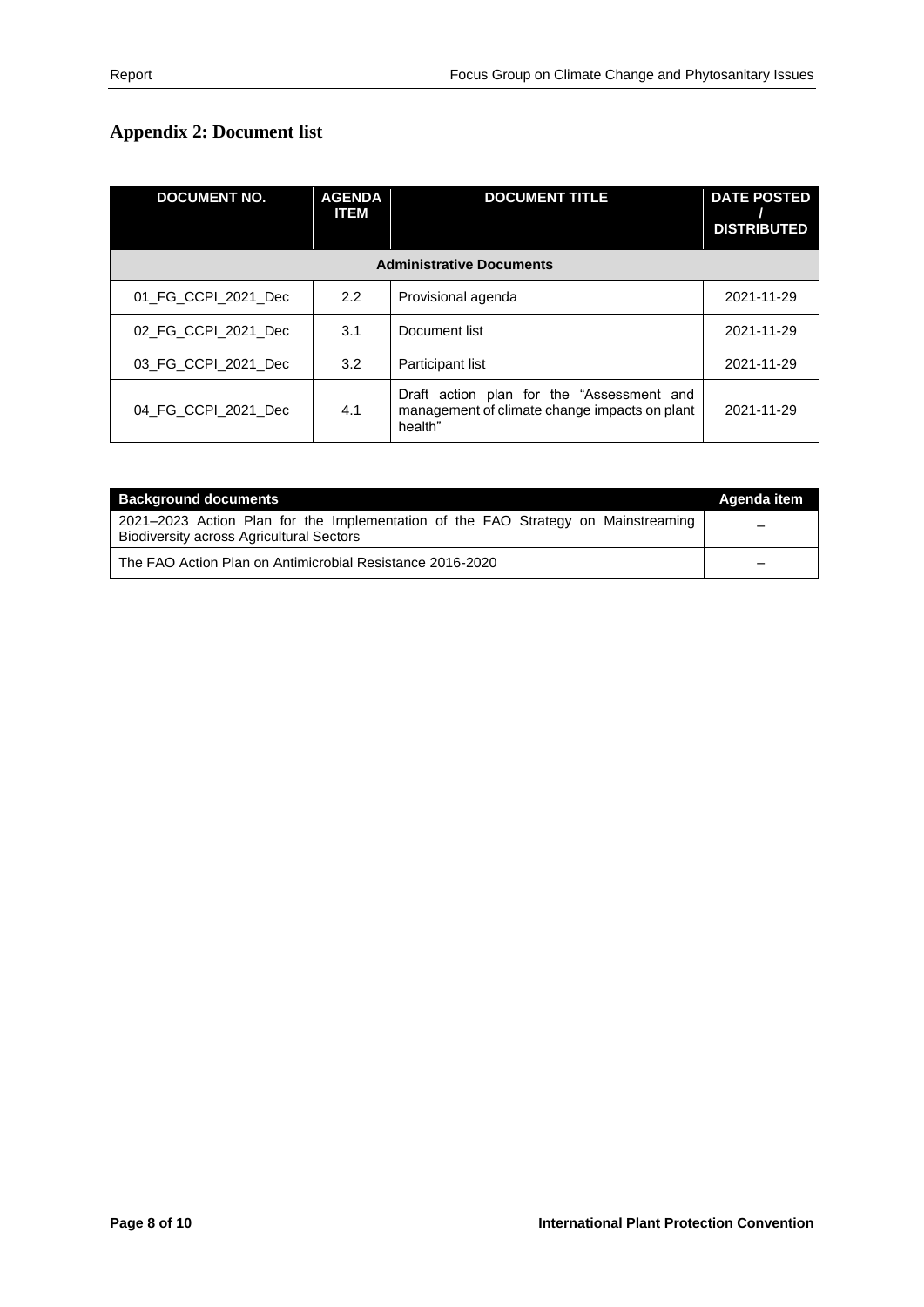## Appendix 2: Document list

| DOCUMENT NO. | AGENDA ITEM | DOCUMENT TITLE | DATE POSTED / DISTRIBUTED |
|---|---|---|---|
| **Administrative Documents** | | | |
| 01_FG_CCPI_2021_Dec | 2.2 | Provisional agenda | 2021-11-29 |
| 02_FG_CCPI_2021_Dec | 3.1 | Document list | 2021-11-29 |
| 03_FG_CCPI_2021_Dec | 3.2 | Participant list | 2021-11-29 |
| 04_FG_CCPI_2021_Dec | 4.1 | Draft action plan for the "Assessment and management of climate change impacts on plant health" | 2021-11-29 |

| Background documents | Agenda item |
|---|---|
| 2021–2023 Action Plan for the Implementation of the FAO Strategy on Mainstreaming Biodiversity across Agricultural Sectors | – |
| The FAO Action Plan on Antimicrobial Resistance 2016-2020 | – |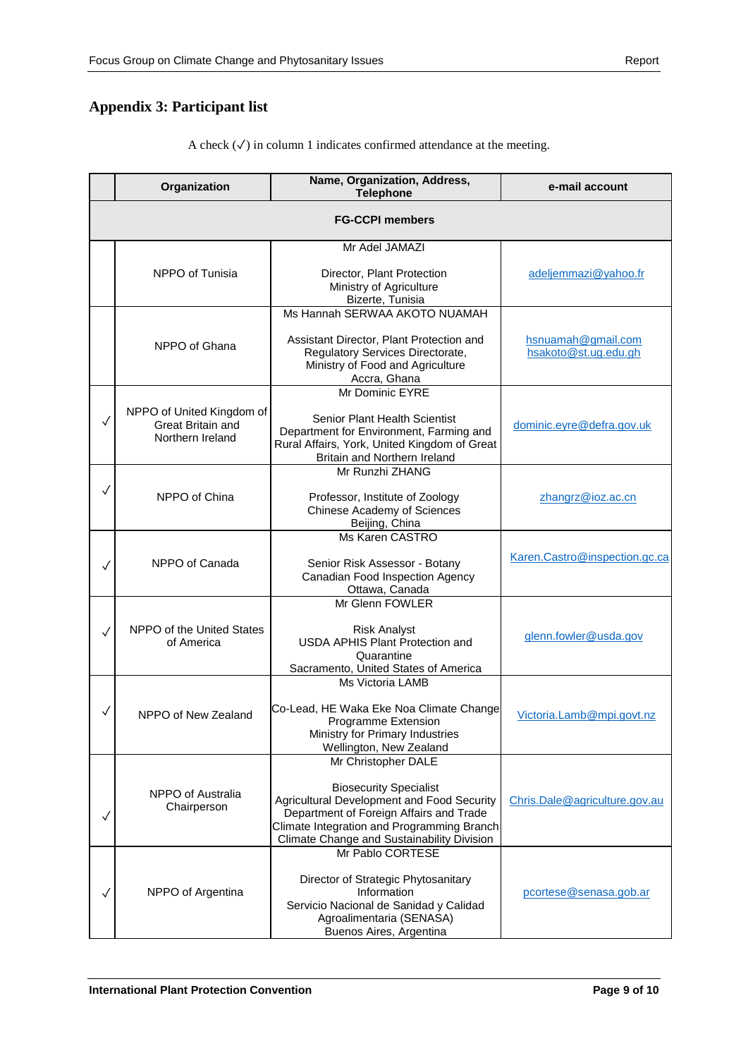## Appendix 3: Participant list

A check (✓) in column 1 indicates confirmed attendance at the meeting.

| | Organization | Name, Organization, Address, Telephone | e-mail account |
|---|---|---|---|
| **FG-CCPI members** | | | |
| | NPPO of Tunisia | Mr Adel JAMAZI<br><br>Director, Plant Protection<br>Ministry of Agriculture<br>Bizerte, Tunisia | adeljemmazi@yahoo.fr |
| | NPPO of Ghana | Ms Hannah SERWAA AKOTO NUAMAH<br><br>Assistant Director, Plant Protection and Regulatory Services Directorate, Ministry of Food and Agriculture<br>Accra, Ghana | hsnuamah@gmail.com<br>hsakoto@st.ug.edu.gh |
| ✓ | NPPO of United Kingdom of Great Britain and Northern Ireland | Mr Dominic EYRE<br><br>Senior Plant Health Scientist<br>Department for Environment, Farming and Rural Affairs, York, United Kingdom of Great Britain and Northern Ireland | dominic.eyre@defra.gov.uk |
| ✓ | NPPO of China | Mr Runzhi ZHANG<br><br>Professor, Institute of Zoology<br>Chinese Academy of Sciences<br>Beijing, China | zhangrz@ioz.ac.cn |
| ✓ | NPPO of Canada | Ms Karen CASTRO<br><br>Senior Risk Assessor - Botany<br>Canadian Food Inspection Agency<br>Ottawa, Canada | Karen.Castro@inspection.gc.ca |
| ✓ | NPPO of the United States of America | Mr Glenn FOWLER<br><br>Risk Analyst<br>USDA APHIS Plant Protection and Quarantine<br>Sacramento, United States of America | glenn.fowler@usda.gov |
| ✓ | NPPO of New Zealand | Ms Victoria LAMB<br><br>Co-Lead, HE Waka Eke Noa Climate Change Programme Extension<br>Ministry for Primary Industries<br>Wellington, New Zealand | Victoria.Lamb@mpi.govt.nz |
| ✓ | NPPO of Australia<br>Chairperson | Mr Christopher DALE<br><br>Biosecurity Specialist<br>Agricultural Development and Food Security<br>Department of Foreign Affairs and Trade<br>Climate Integration and Programming Branch<br>Climate Change and Sustainability Division | Chris.Dale@agriculture.gov.au |
| ✓ | NPPO of Argentina | Mr Pablo CORTESE<br><br>Director of Strategic Phytosanitary Information<br>Servicio Nacional de Sanidad y Calidad Agroalimentaria (SENASA)<br>Buenos Aires, Argentina | pcortese@senasa.gob.ar |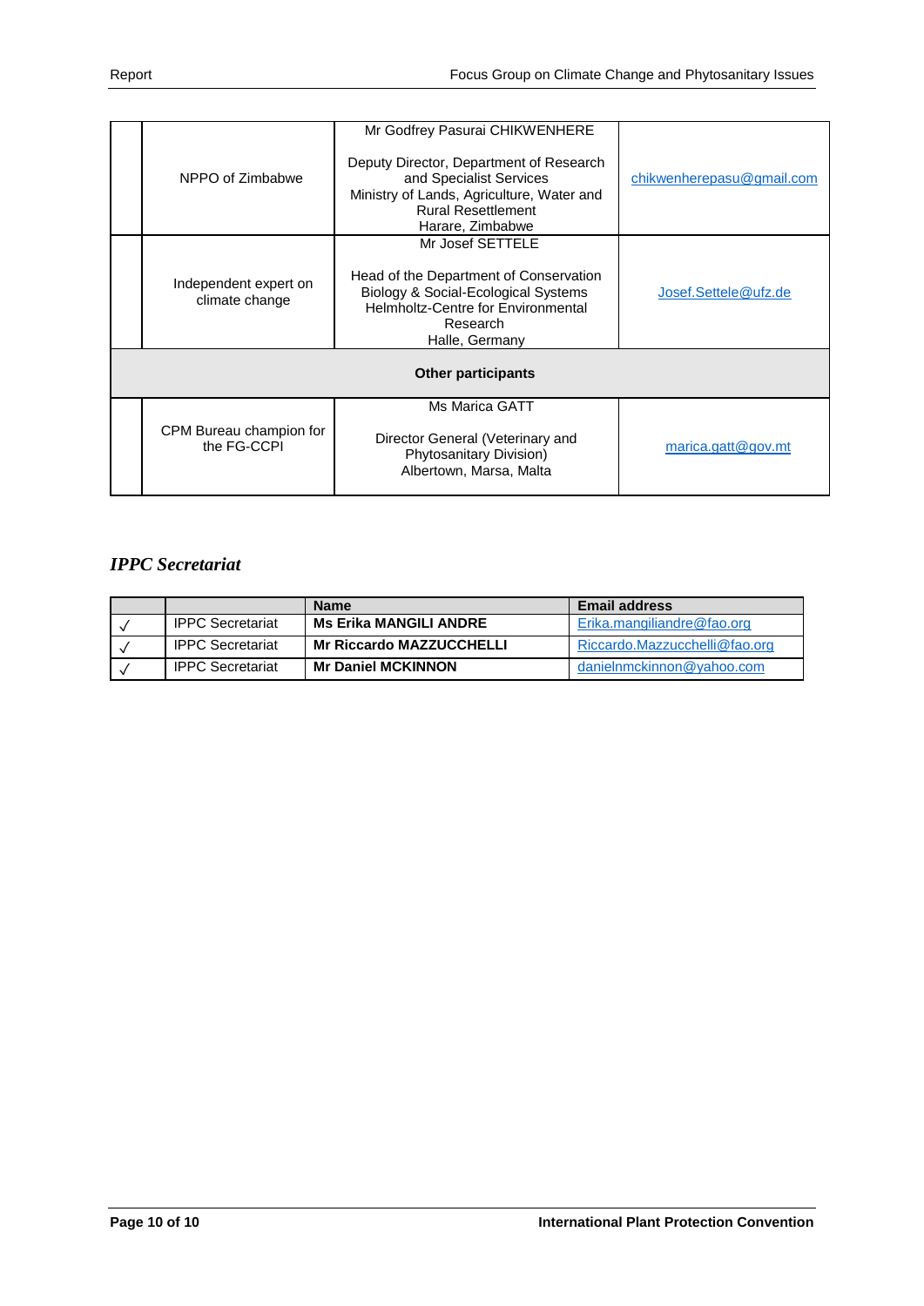| | | | |
|---|---|---|---|
| | NPPO of Zimbabwe | Mr Godfrey Pasurai CHIKWENHERE<br><br>Deputy Director, Department of Research and Specialist Services<br>Ministry of Lands, Agriculture, Water and Rural Resettlement<br>Harare, Zimbabwe | chikwenherepasu@gmail.com |
| | Independent expert on climate change | Mr Josef SETTELE<br><br>Head of the Department of Conservation Biology & Social-Ecological Systems<br>Helmholtz-Centre for Environmental Research<br>Halle, Germany | Josef.Settele@ufz.de |
| **Other participants** | | | |
| | CPM Bureau champion for the FG-CCPI | Ms Marica GATT<br><br>Director General (Veterinary and Phytosanitary Division)<br>Albertown, Marsa, Malta | marica.gatt@gov.mt |

### *IPPC Secretariat*

| | | Name | Email address |
|---|---|---|---|
| ✓ | IPPC Secretariat | **Ms Erika MANGILI ANDRE** | Erika.mangiliandre@fao.org |
| ✓ | IPPC Secretariat | **Mr Riccardo MAZZUCCHELLI** | Riccardo.Mazzucchelli@fao.org |
| ✓ | IPPC Secretariat | **Mr Daniel MCKINNON** | danielnmckinnon@yahoo.com |